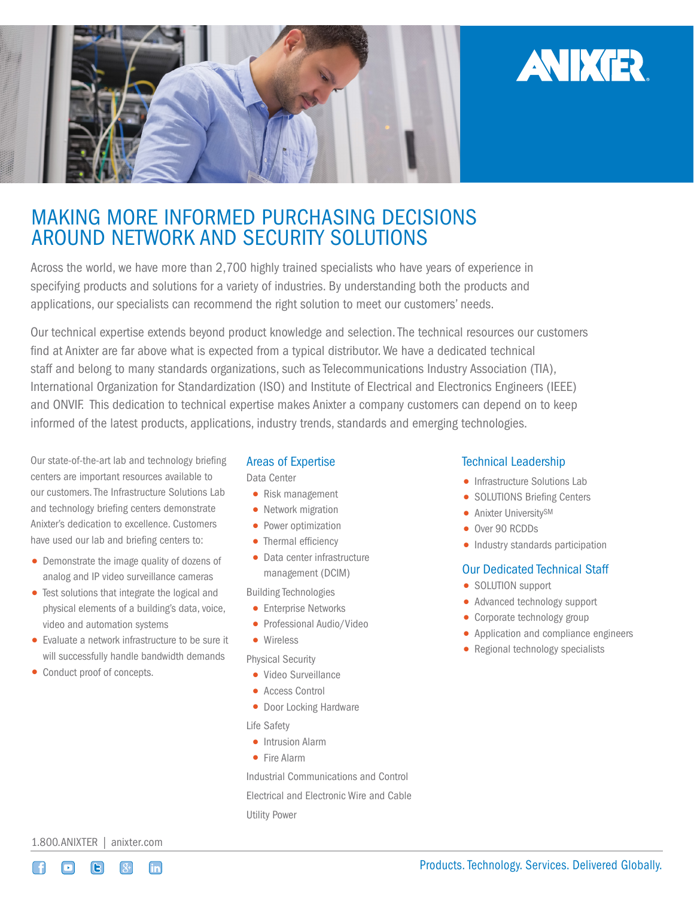# MAKING MORE INFORMED PURCHASING DECISIONS AROUND NETWORK AND SECURITY SOLUTIONS

Across the world, we have more than 2,700 highly trained specialists who have years of experience in specifying products and solutions for a variety of industries. By understanding both the products and applications, our specialists can recommend the right solution to meet our customers' needs.

Our technical expertise extends beyond product knowledge and selection. The technical resources our customers find at Anixter are far above what is expected from a typical distributor. We have a dedicated technical staff and belong to many standards organizations, such as Telecommunications Industry Association (TIA), International Organization for Standardization (ISO) and Institute of Electrical and Electronics Engineers (IEEE) and ONVIF. This dedication to technical expertise makes Anixter a company customers can depend on to keep informed of the latest products, applications, industry trends, standards and emerging technologies.

Our state-of-the-art lab and technology briefing centers are important resources available to our customers. The Infrastructure Solutions Lab and technology briefing centers demonstrate Anixter's dedication to excellence. Customers have used our lab and briefing centers to:

- Demonstrate the image quality of dozens of analog and IP video surveillance cameras
- Test solutions that integrate the logical and physical elements of a building's data, voice, video and automation systems
- Evaluate a network infrastructure to be sure it will successfully handle bandwidth demands
- Conduct proof of concepts.

## Areas of Expertise

Data Center

- Risk management
- Network migration
- Power optimization
- Thermal efficiency
- Data center infrastructure management (DCIM)

Building Technologies

- Enterprise Networks
- Professional Audio/Video
- Wireless

Physical Security

- Video Surveillance
- Access Control
- Door Locking Hardware

Life Safety

- Intrusion Alarm
- Fire Alarm

Industrial Communications and Control

Electrical and Electronic Wire and Cable

Utility Power

## Technical Leadership

- Infrastructure Solutions Lab
- SOLUTIONS Briefing Centers
- Anixter University[SM]
- Over 90 RCDDs
- Industry standards participation

## Our Dedicated Technical Staff

- SOLUTION support
- Advanced technology support
- Corporate technology group
- Application and compliance engineers
- Regional technology specialists

1.800.ANIXTER | anixter.com

Products. Technology. Services. Delivered Globally.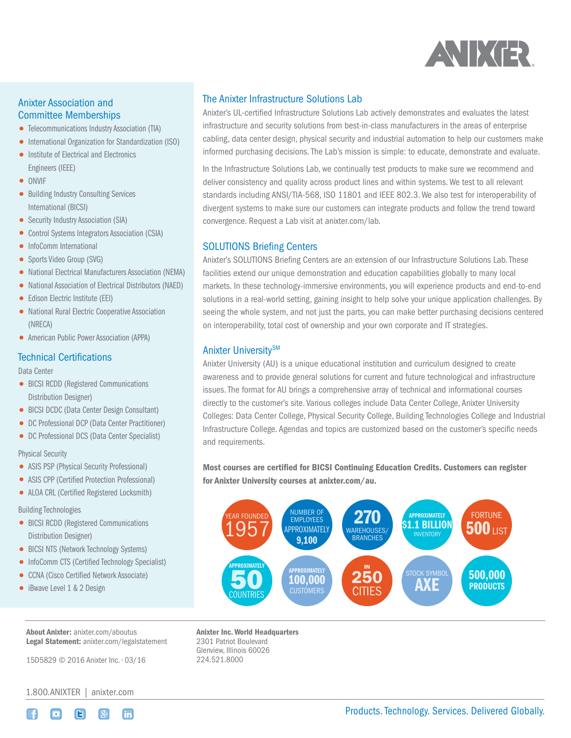## Anixter Association and Committee Memberships

- Telecommunications Industry Association (TIA)
- International Organization for Standardization (ISO)
- Institute of Electrical and Electronics Engineers (IEEE)
- ONVIF
- Building Industry Consulting Services International (BICSI)
- Security Industry Association (SIA)
- Control Systems Integrators Association (CSIA)
- InfoComm International
- Sports Video Group (SVG)
- National Electrical Manufacturers Association (NEMA)
- National Association of Electrical Distributors (NAED)
- Edison Electric Institute (EEI)
- National Rural Electric Cooperative Association (NRECA)
- American Public Power Association (APPA)

## Technical Certifications

Data Center

- BICSI RCDD (Registered Communications Distribution Designer)
- BICSI DCDC (Data Center Design Consultant)
- DC Professional DCP (Data Center Practitioner)
- DC Professional DCS (Data Center Specialist)

Physical Security

- ASIS PSP (Physical Security Professional)
- ASIS CPP (Certified Protection Professional)
- ALOA CRL (Certified Registered Locksmith)

Building Technologies

- BICSI RCDD (Registered Communications Distribution Designer)
- BICSI NTS (Network Technology Systems)
- InfoComm CTS (Certified Technology Specialist)
- CCNA (Cisco Certified Network Associate)
- iBwave Level 1 & 2 Design

## The Anixter Infrastructure Solutions Lab

Anixter's UL-certified Infrastructure Solutions Lab actively demonstrates and evaluates the latest infrastructure and security solutions from best-in-class manufacturers in the areas of enterprise cabling, data center design, physical security and industrial automation to help our customers make informed purchasing decisions. The Lab's mission is simple: to educate, demonstrate and evaluate.

In the Infrastructure Solutions Lab, we continually test products to make sure we recommend and deliver consistency and quality across product lines and within systems. We test to all relevant standards including ANSI/TIA-568, ISO 11801 and IEEE 802.3. We also test for interoperability of divergent systems to make sure our customers can integrate products and follow the trend toward convergence. Request a Lab visit at anixter.com/lab.

## SOLUTIONS Briefing Centers

Anixter's SOLUTIONS Briefing Centers are an extension of our Infrastructure Solutions Lab. These facilities extend our unique demonstration and education capabilities globally to many local markets. In these technology-immersive environments, you will experience products and end-to-end solutions in a real-world setting, gaining insight to help solve your unique application challenges. By seeing the whole system, and not just the parts, you can make better purchasing decisions centered on interoperability, total cost of ownership and your own corporate and IT strategies.

## Anixter University[SM]

Anixter University (AU) is a unique educational institution and curriculum designed to create awareness and to provide general solutions for current and future technological and infrastructure issues. The format for AU brings a comprehensive array of technical and informational courses directly to the customer's site. Various colleges include Data Center College, Anixter University Colleges: Data Center College, Physical Security College, Building Technologies College and Industrial Infrastructure College. Agendas and topics are customized based on the customer's specific needs and requirements.

**Most courses are certified for BICSI Continuing Education Credits. Customers can register for Anixter University courses at anixter.com/au.**

YEAR FOUNDED 1957

NUMBER OF EMPLOYEES APPROXIMATELY 9,100

270 WAREHOUSES/BRANCHES

APPROXIMATELY $1.1 BILLION INVENTORY

FORTUNE 500 LIST

APPROXIMATELY 50 COUNTRIES

APPROXIMATELY 100,000 CUSTOMERS

IN 250 CITIES

STOCK SYMBOL AXE

500,000 PRODUCTS

**About Anixter:** anixter.com/aboutus
**Legal Statement:** anixter.com/legalstatement

15D5829 © 2016 Anixter Inc. · 03/16

**Anixter Inc. World Headquarters**
2301 Patriot Boulevard
Glenview, Illinois 60026
224.521.8000

1.800.ANIXTER | anixter.com

Products. Technology. Services. Delivered Globally.